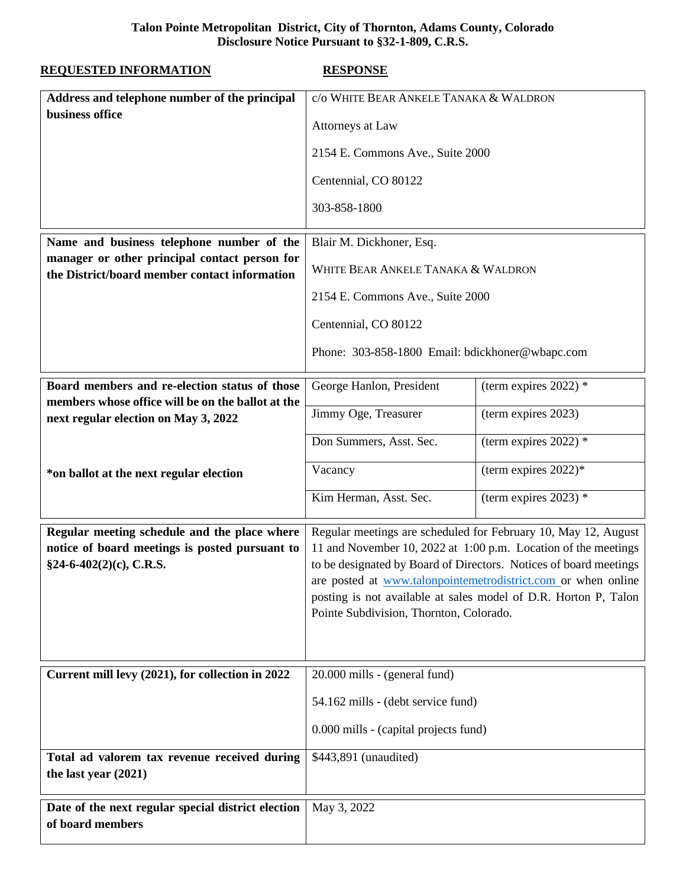**Talon Pointe Metropolitan District, City of Thornton, Adams County, Colorado**
**Disclosure Notice Pursuant to §32-1-809, C.R.S.**

| **REQUESTED INFORMATION** | **RESPONSE** | |
|---|---|---|
| **Address and telephone number of the principal business office** | c/o WHITE BEAR ANKELE TANAKA & WALDRON<br>Attorneys at Law<br>2154 E. Commons Ave., Suite 2000<br>Centennial, CO 80122<br>303-858-1800 | |
| **Name and business telephone number of the manager or other principal contact person for the District/board member contact information** | Blair M. Dickhoner, Esq.<br>WHITE BEAR ANKELE TANAKA & WALDRON<br>2154 E. Commons Ave., Suite 2000<br>Centennial, CO 80122<br>Phone: 303-858-1800 Email: bdickhoner@wbapc.com | |
| **Board members and re-election status of those members whose office will be on the ballot at the next regular election on May 3, 2022**<br><br>**\*on ballot at the next regular election** | George Hanlon, President | (term expires 2022) * |
| | Jimmy Oge, Treasurer | (term expires 2023) |
| | Don Summers, Asst. Sec. | (term expires 2022) * |
| | Vacancy | (term expires 2022)* |
| | Kim Herman, Asst. Sec. | (term expires 2023) * |
| **Regular meeting schedule and the place where notice of board meetings is posted pursuant to §24-6-402(2)(c), C.R.S.** | Regular meetings are scheduled for February 10, May 12, August 11 and November 10, 2022 at 1:00 p.m. Location of the meetings to be designated by Board of Directors. Notices of board meetings are posted at [www.talonpointemetrodistrict.com](http://www.talonpointemetrodistrict.com) or when online posting is not available at sales model of D.R. Horton P, Talon Pointe Subdivision, Thornton, Colorado. | |
| **Current mill levy (2021), for collection in 2022** | 20.000 mills - (general fund)<br>54.162 mills - (debt service fund)<br>0.000 mills - (capital projects fund) | |
| **Total ad valorem tax revenue received during the last year (2021)** | $443,891 (unaudited) | |
| **Date of the next regular special district election of board members** | May 3, 2022 | |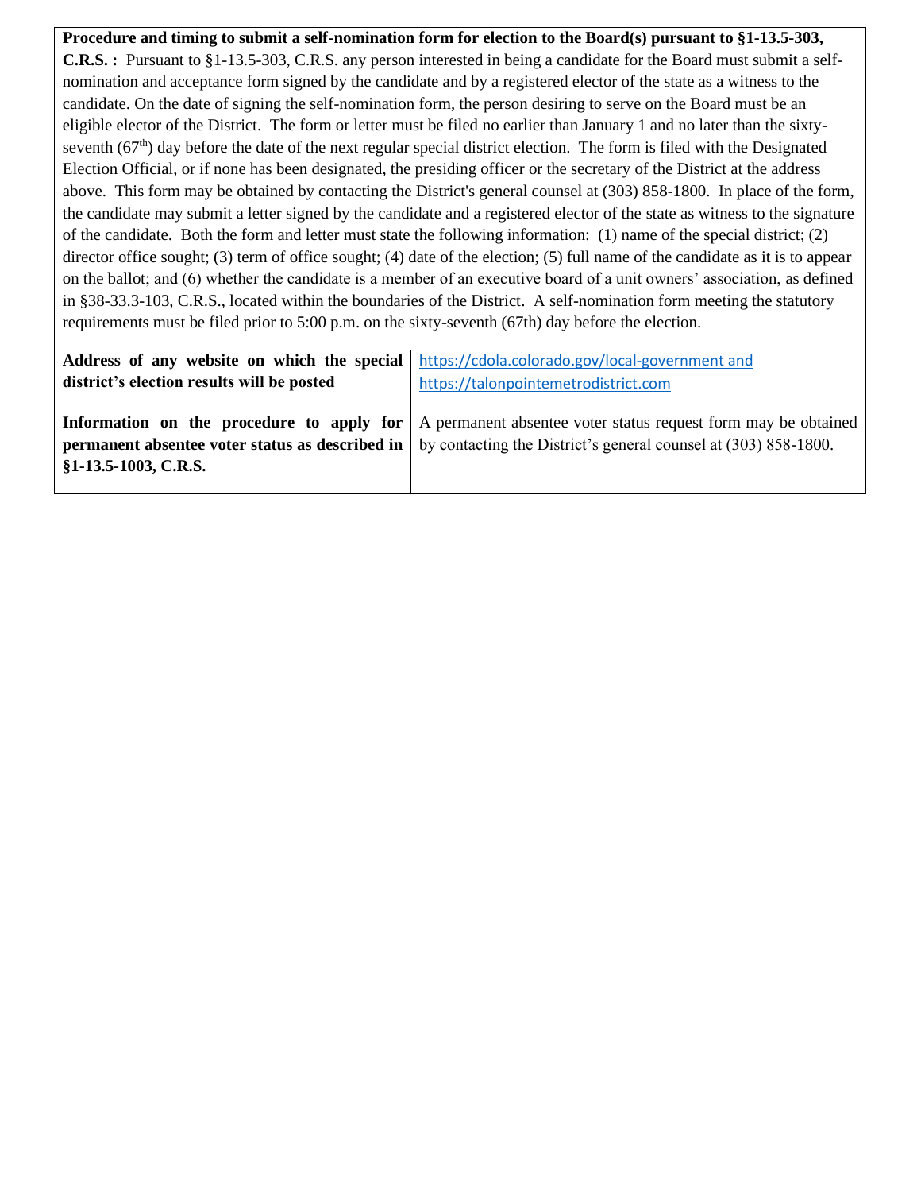**Procedure and timing to submit a self-nomination form for election to the Board(s) pursuant to §1-13.5-303, C.R.S. :** Pursuant to §1-13.5-303, C.R.S. any person interested in being a candidate for the Board must submit a self-nomination and acceptance form signed by the candidate and by a registered elector of the state as a witness to the candidate. On the date of signing the self-nomination form, the person desiring to serve on the Board must be an eligible elector of the District. The form or letter must be filed no earlier than January 1 and no later than the sixty-seventh (67th) day before the date of the next regular special district election. The form is filed with the Designated Election Official, or if none has been designated, the presiding officer or the secretary of the District at the address above. This form may be obtained by contacting the District's general counsel at (303) 858-1800. In place of the form, the candidate may submit a letter signed by the candidate and a registered elector of the state as witness to the signature of the candidate. Both the form and letter must state the following information: (1) name of the special district; (2) director office sought; (3) term of office sought; (4) date of the election; (5) full name of the candidate as it is to appear on the ballot; and (6) whether the candidate is a member of an executive board of a unit owners' association, as defined in §38-33.3-103, C.R.S., located within the boundaries of the District. A self-nomination form meeting the statutory requirements must be filed prior to 5:00 p.m. on the sixty-seventh (67th) day before the election.

| | |
|---|---|
| **Address of any website on which the special district's election results will be posted** | https://cdola.colorado.gov/local-government and https://talonpointemetrodistrict.com |
| **Information on the procedure to apply for permanent absentee voter status as described in §1-13.5-1003, C.R.S.** | A permanent absentee voter status request form may be obtained by contacting the District's general counsel at (303) 858-1800. |